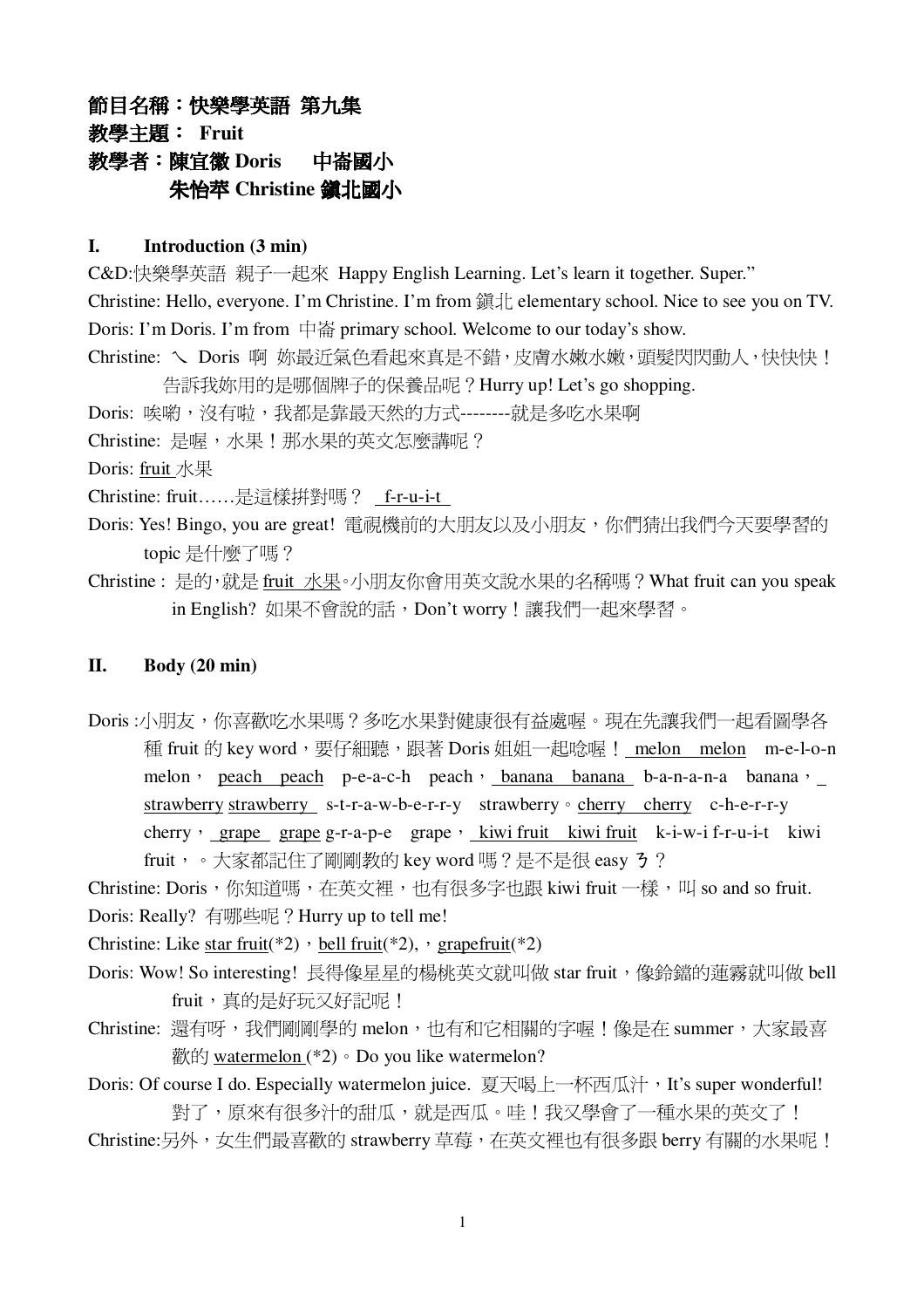**節目名稱：快樂學英語 第九集**
**教學主題： Fruit**
**教學者：陳宜徽 Doris　　中崙國小**
**　　　　朱怡苹 Christine 鎮北國小**

## I.　　Introduction (3 min)

C&D:快樂學英語 親子一起來 Happy English Learning. Let's learn it together. Super."

Christine: Hello, everyone. I'm Christine. I'm from 鎮北 elementary school. Nice to see you on TV.

Doris: I'm Doris. I'm from 中崙 primary school. Welcome to our today's show.

Christine: ㄟ Doris 啊 妳最近氣色看起來真是不錯，皮膚水嫩水嫩，頭髮閃閃動人，快快快！告訴我妳用的是哪個牌子的保養品呢？Hurry up! Let's go shopping.

Doris: 唉喲，沒有啦，我都是靠最天然的方式--------就是多吃水果啊

Christine: 是喔，水果！那水果的英文怎麼講呢？

Doris: fruit 水果

Christine: fruit……是這樣拼對嗎？ f-r-u-i-t

Doris: Yes! Bingo, you are great! 電視機前的大朋友以及小朋友，你們猜出我們今天要學習的 topic 是什麼了嗎？

Christine : 是的，就是 fruit 水果。小朋友你會用英文說水果的名稱嗎？What fruit can you speak in English? 如果不會說的話，Don't worry！讓我們一起來學習。

## II.　　Body (20 min)

Doris :小朋友，你喜歡吃水果嗎？多吃水果對健康很有益處喔。現在先讓我們一起看圖學各種 fruit 的 key word，要仔細聽，跟著 Doris 姐姐一起唸喔！ melon melon m-e-l-o-n melon， peach peach p-e-a-c-h peach， banana banana b-a-n-a-n-a banana， strawberry strawberry s-t-r-a-w-b-e-r-r-y strawberry。cherry cherry c-h-e-r-r-y cherry， grape grape g-r-a-p-e grape， kiwi fruit kiwi fruit k-i-w-i f-r-u-i-t kiwi fruit，。大家都記住了剛剛教的 key word 嗎？是不是很 easy ㄋ？

Christine: Doris，你知道嗎，在英文裡，也有很多字也跟 kiwi fruit 一樣，叫 so and so fruit.

Doris: Really? 有哪些呢？Hurry up to tell me!

Christine: Like star fruit(*2)，bell fruit(*2),，grapefruit(*2)

Doris: Wow! So interesting! 長得像星星的楊桃英文就叫做 star fruit，像鈴鐺的蓮霧就叫做 bell fruit，真的是好玩又好記呢！

Christine: 還有呀，我們剛剛學的 melon，也有和它相關的字喔！像是在 summer，大家最喜歡的 watermelon (*2)。Do you like watermelon?

Doris: Of course I do. Especially watermelon juice. 夏天喝上一杯西瓜汁，It's super wonderful! 對了，原來有很多汁的甜瓜，就是西瓜。哇！我又學會了一種水果的英文了！

Christine:另外，女生們最喜歡的 strawberry 草莓，在英文裡也有很多跟 berry 有關的水果呢！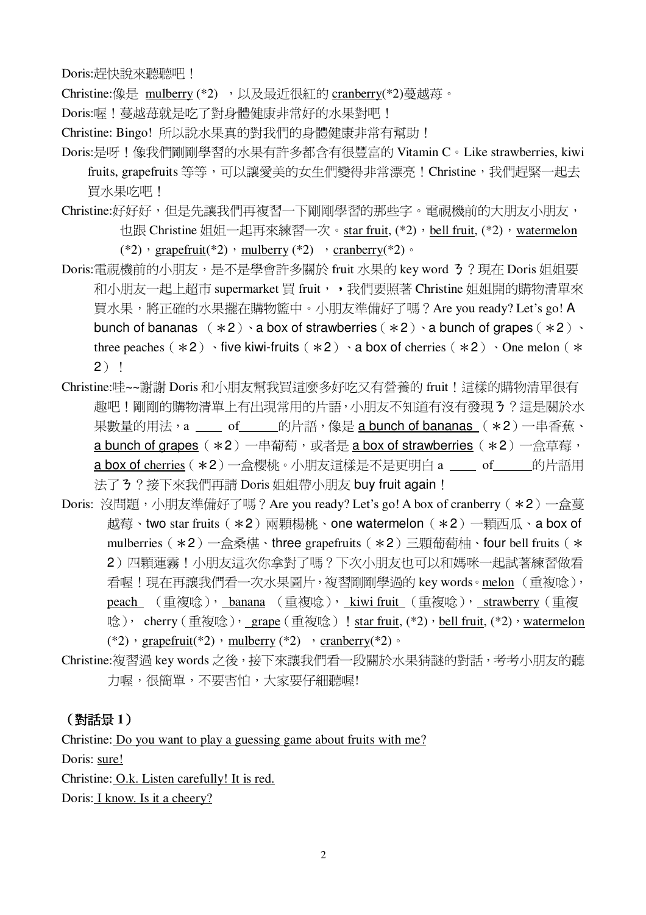Doris:趕快說來聽聽吧！

Christine:像是 mulberry (*2) ，以及最近很紅的 cranberry(*2)蔓越莓。

Doris:喔！蔓越莓就是吃了對身體健康非常好的水果對吧！

Christine: Bingo! 所以說水果真的對我們的身體健康非常有幫助！

Doris:是呀！像我們剛剛學習的水果有許多都含有很豐富的 Vitamin C。Like strawberries, kiwi fruits, grapefruits 等等，可以讓愛美的女生們變得非常漂亮！Christine，我們趕緊一起去買水果吃吧！

Christine:好好好，但是先讓我們再複習一下剛剛學習的那些字。電視機前的大朋友小朋友，也跟 Christine 姐姐一起再來練習一次。star fruit, (*2)，bell fruit, (*2)，watermelon (*2)，grapefruit(*2)，mulberry (*2) ，cranberry(*2)。

Doris:電視機前的小朋友，是不是學會許多關於 fruit 水果的 key word ㄋ？現在 Doris 姐姐要和小朋友一起上超市 supermarket 買 fruit，，我們要照著 Christine 姐姐開的購物清單來買水果，將正確的水果擺在購物籃中。小朋友準備好了嗎？Are you ready? Let's go! A bunch of bananas （＊2）、a box of strawberries（＊2）、a bunch of grapes（＊2）、three peaches（＊2）、five kiwi-fruits（＊2）、a box of cherries（＊2）、One melon（＊2）！

Christine:哇~~謝謝 Doris 和小朋友幫我買這麼多好吃又有營養的 fruit！這樣的購物清單很有趣吧！剛剛的購物清單上有出現常用的片語，小朋友不知道有沒有發現ㄋ？這是關於水果數量的用法，a ____ of______的片語，像是 a bunch of bananas （＊2）一串香蕉、a bunch of grapes（＊2）一串葡萄，或者是 a box of strawberries（＊2）一盒草莓，a box of cherries（＊2）一盒櫻桃。小朋友這樣是不是更明白 a ____ of______的片語用法了ㄋ？接下來我們再請 Doris 姐姐帶小朋友 buy fruit again！

Doris: 沒問題，小朋友準備好了嗎？Are you ready? Let's go! A box of cranberry（＊2）一盒蔓越莓、two star fruits（＊2）兩顆楊桃、one watermelon（＊2）一顆西瓜、a box of mulberries（＊2）一盒桑椹、three grapefruits（＊2）三顆葡萄柚、four bell fruits（＊2）四顆蓮霧！小朋友這次你拿對了嗎？下次小朋友也可以和媽咪一起試著練習做看看喔！現在再讓我們看一次水果圖片，複習剛剛學過的 key words。melon （重複唸），peach （重複唸），banana （重複唸），kiwi fruit （重複唸），strawberry（重複唸），cherry（重複唸），grape（重複唸）！star fruit, (*2)，bell fruit, (*2)，watermelon (*2)，grapefruit(*2)，mulberry (*2) ，cranberry(*2)。

Christine:複習過 key words 之後，接下來讓我們看一段關於水果猜謎的對話，考考小朋友的聽力喔，很簡單，不要害怕，大家要仔細聽喔!

**（對話景 1）**

Christine: Do you want to play a guessing game about fruits with me?

Doris: sure!

Christine: O.k. Listen carefully! It is red.

Doris: I know. Is it a cheery?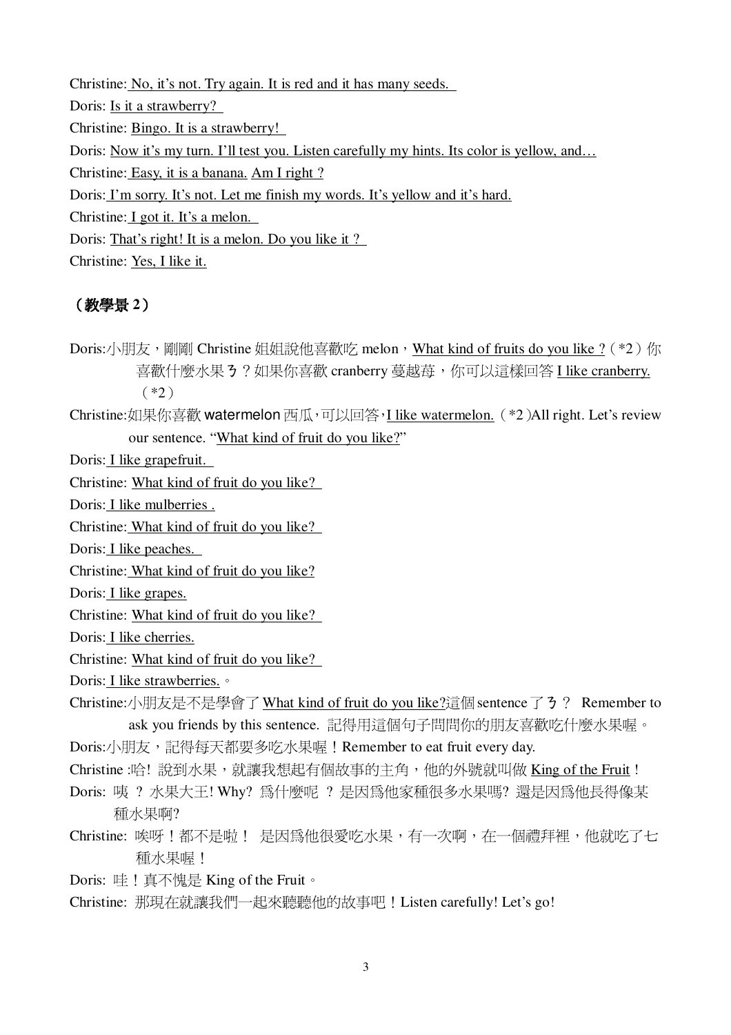Christine: No, it’s not. Try again. It is red and it has many seeds.

Doris: Is it a strawberry?

Christine: Bingo. It is a strawberry!

Doris: Now it’s my turn. I’ll test you. Listen carefully my hints. Its color is yellow, and…

Christine: Easy, it is a banana. Am I right ?

Doris: I’m sorry. It’s not. Let me finish my words. It’s yellow and it’s hard.

Christine: I got it. It’s a melon.

Doris: That’s right! It is a melon. Do you like it ?

Christine: Yes, I like it.

**（教學景 2）**

Doris:小朋友，剛剛 Christine 姐姐說他喜歡吃 melon，What kind of fruits do you like ?（*2）你喜歡什麼水果ㄋ？如果你喜歡 cranberry 蔓越莓，你可以這樣回答 I like cranberry.（*2）

Christine:如果你喜歡 watermelon 西瓜，可以回答，I like watermelon.（*2）All right. Let’s review our sentence. “What kind of fruit do you like?”

Doris: I like grapefruit.

Christine: What kind of fruit do you like?

Doris: I like mulberries .

Christine: What kind of fruit do you like?

Doris: I like peaches.

Christine: What kind of fruit do you like?

Doris: I like grapes.

Christine: What kind of fruit do you like?

Doris: I like cherries.

Christine: What kind of fruit do you like?

Doris: I like strawberries.。

Christine:小朋友是不是學會了 What kind of fruit do you like?這個 sentence 了ㄋ？ Remember to ask you friends by this sentence. 記得用這個句子問問你的朋友喜歡吃什麼水果喔。

Doris:小朋友，記得每天都要多吃水果喔！Remember to eat fruit every day.

Christine :哈! 說到水果，就讓我想起有個故事的主角，他的外號就叫做 King of the Fruit !

Doris: 咦 ？ 水果大王! Why? 爲什麼呢 ？ 是因爲他家種很多水果嗎? 還是因爲他長得像某種水果啊?

Christine: 唉呀！都不是啦！ 是因爲他很愛吃水果，有一次啊，在一個禮拜裡，他就吃了七種水果喔！

Doris: 哇！真不愧是 King of the Fruit。

Christine: 那現在就讓我們一起來聽聽他的故事吧！Listen carefully! Let’s go!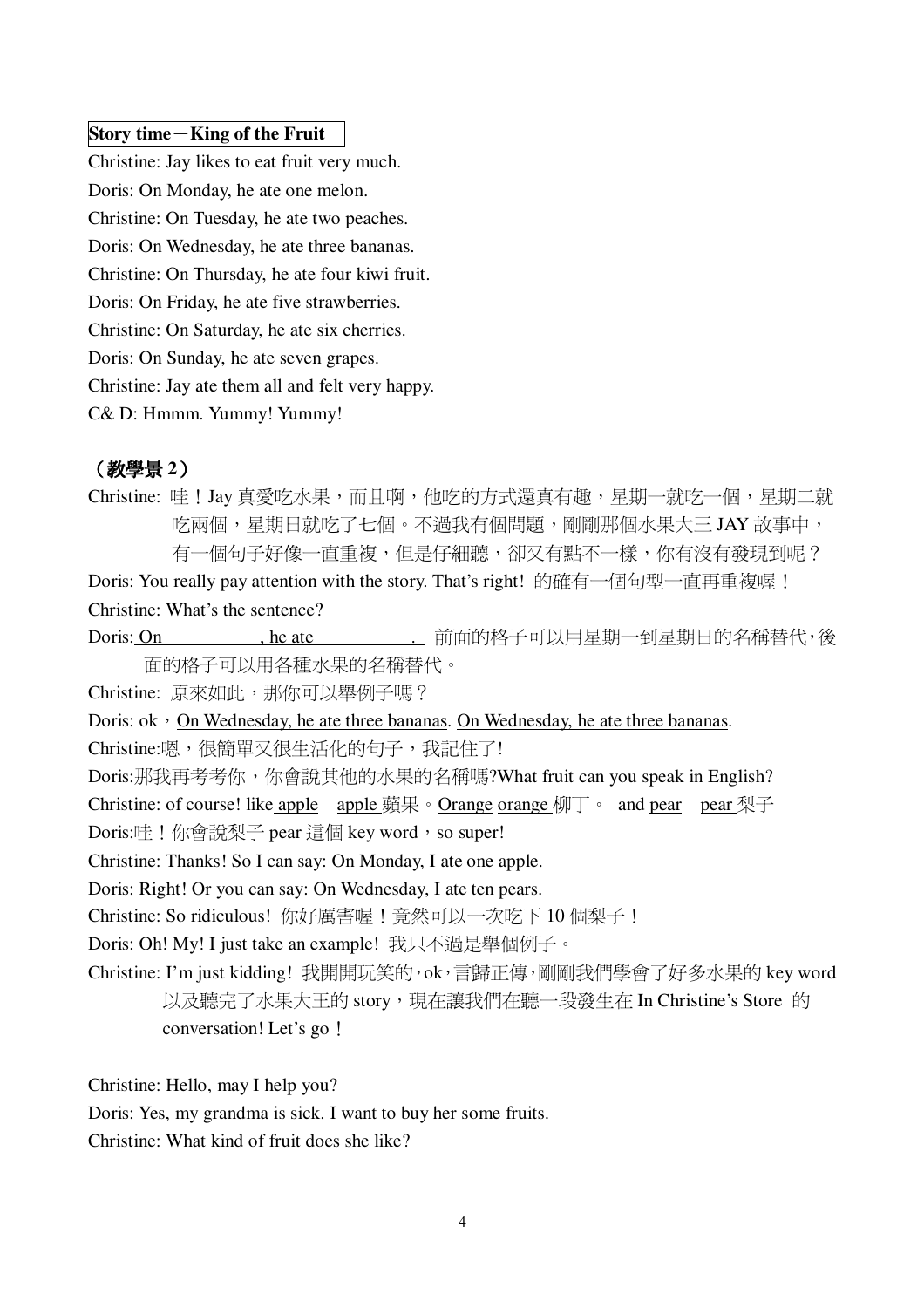**Story time－King of the Fruit**

Christine: Jay likes to eat fruit very much.

Doris: On Monday, he ate one melon.

Christine: On Tuesday, he ate two peaches.

Doris: On Wednesday, he ate three bananas.

Christine: On Thursday, he ate four kiwi fruit.

Doris: On Friday, he ate five strawberries.

Christine: On Saturday, he ate six cherries.

Doris: On Sunday, he ate seven grapes.

Christine: Jay ate them all and felt very happy.

C& D: Hmmm. Yummy! Yummy!

**（教學景 2）**

Christine: 哇！Jay 真愛吃水果，而且啊，他吃的方式還真有趣，星期一就吃一個，星期二就吃兩個，星期日就吃了七個。不過我有個問題，剛剛那個水果大王 JAY 故事中，有一個句子好像一直重複，但是仔細聽，卻又有點不一樣，你有沒有發現到呢？

Doris: You really pay attention with the story. That's right! 的確有一個句型一直再重複喔！

Christine: What's the sentence?

Doris: <u>On __________, he ate __________.</u> 前面的格子可以用星期一到星期日的名稱替代，後面的格子可以用各種水果的名稱替代。

Christine: 原來如此，那你可以舉例子嗎？

Doris: ok，<u>On Wednesday, he ate three bananas</u>. <u>On Wednesday, he ate three bananas</u>.

Christine:嗯，很簡單又很生活化的句子，我記住了!

Doris:那我再考考你，你會說其他的水果的名稱嗎?What fruit can you speak in English?

Christine: of course! like <u>apple</u> <u>apple</u> 蘋果。<u>Orange</u> <u>orange</u> 柳丁。 and <u>pear</u> <u>pear</u> 梨子

Doris:哇！你會說梨子 pear 這個 key word，so super!

Christine: Thanks! So I can say: On Monday, I ate one apple.

Doris: Right! Or you can say: On Wednesday, I ate ten pears.

Christine: So ridiculous! 你好厲害喔！竟然可以一次吃下 10 個梨子！

Doris: Oh! My! I just take an example! 我只不過是舉個例子。

Christine: I'm just kidding! 我開開玩笑的，ok，言歸正傳，剛剛我們學會了好多水果的 key word 以及聽完了水果大王的 story，現在讓我們在聽一段發生在 In Christine's Store 的 conversation! Let's go！

Christine: Hello, may I help you?

Doris: Yes, my grandma is sick. I want to buy her some fruits.

Christine: What kind of fruit does she like?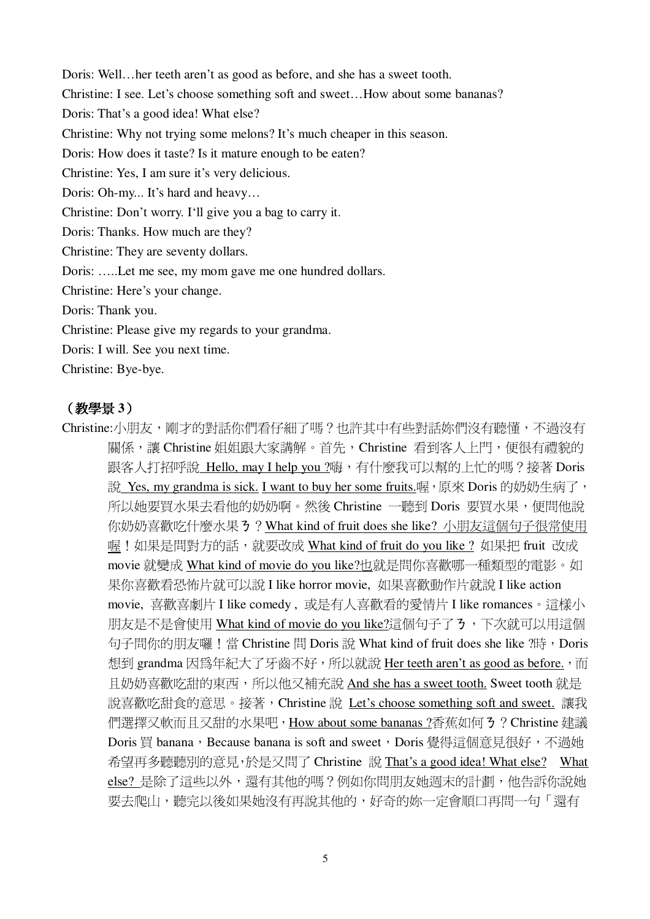Doris: Well…her teeth aren't as good as before, and she has a sweet tooth.

Christine: I see. Let's choose something soft and sweet…How about some bananas?

Doris: That's a good idea! What else?

Christine: Why not trying some melons? It's much cheaper in this season.

Doris: How does it taste? Is it mature enough to be eaten?

Christine: Yes, I am sure it's very delicious.

Doris: Oh-my... It's hard and heavy…

Christine: Don't worry. I'll give you a bag to carry it.

Doris: Thanks. How much are they?

Christine: They are seventy dollars.

Doris: …..Let me see, my mom gave me one hundred dollars.

Christine: Here's your change.

Doris: Thank you.

Christine: Please give my regards to your grandma.

Doris: I will. See you next time.

Christine: Bye-bye.

### （教學景 3）

Christine:小朋友，剛才的對話你們看仔細了嗎？也許其中有些對話妳們沒有聽懂，不過沒有關係，讓 Christine 姐姐跟大家講解。首先，Christine 看到客人上門，便很有禮貌的跟客人打招呼說 Hello, may I help you ?嗨，有什麼我可以幫的上忙的嗎？接著 Doris 說 Yes, my grandma is sick. I want to buy her some fruits.喔，原來 Doris 的奶奶生病了，所以她要買水果去看他的奶奶啊。然後 Christine 一聽到 Doris 要買水果，便問他說你奶奶喜歡吃什麼水果ㄋ？What kind of fruit does she like? 小朋友這個句子很常使用喔！如果是問對方的話，就要改成 What kind of fruit do you like ? 如果把 fruit 改成 movie 就變成 What kind of movie do you like?也就是問你喜歡哪一種類型的電影。如果你喜歡看恐怖片就可以說 I like horror movie, 如果喜歡動作片就說 I like action movie, 喜歡喜劇片 I like comedy , 或是有人喜歡看的愛情片 I like romances。這樣小朋友是不是會使用 What kind of movie do you like?這個句子了ㄋ，下次就可以用這個句子問你的朋友囉！當 Christine 問 Doris 說 What kind of fruit does she like ?時，Doris 想到 grandma 因為年紀大了牙齒不好，所以就說 Her teeth aren't as good as before.，而且奶奶喜歡吃甜的東西，所以他又補充說 And she has a sweet tooth. Sweet tooth 就是說喜歡吃甜食的意思。接著，Christine 說 Let's choose something soft and sweet. 讓我們選擇又軟而且又甜的水果吧，How about some bananas ?香蕉如何ㄋ？Christine 建議 Doris 買 banana，Because banana is soft and sweet，Doris 覺得這個意見很好，不過她希望再多聽聽別的意見，於是又問了 Christine 說 That's a good idea! What else? What else? 是除了這些以外，還有其他的嗎？例如你問朋友她週末的計劃，他告訴你說她要去爬山，聽完以後如果她沒有再說其他的，好奇的妳一定會順口再問一句「還有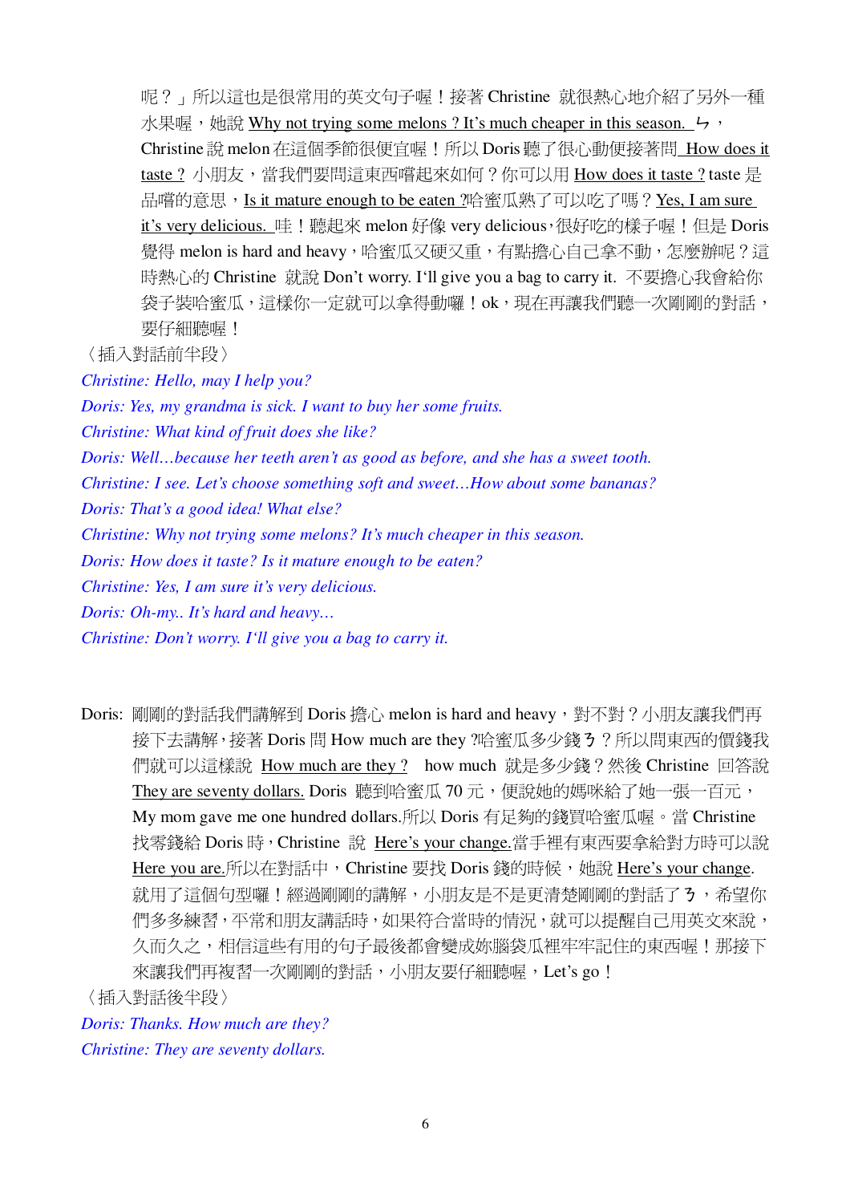呢？」所以這也是很常用的英文句子喔！接著 Christine 就很熱心地介紹了另外一種水果喔，她說 Why not trying some melons ? It's much cheaper in this season. ㄅ，Christine 說 melon 在這個季節很便宜喔！所以 Doris 聽了很心動便接著問 How does it taste ? 小朋友，當我們要問這東西嚐起來如何？你可以用 How does it taste ? taste 是品嚐的意思，Is it mature enough to be eaten ?哈蜜瓜熟了可以吃了嗎？Yes, I am sure it's very delicious. 哇！聽起來 melon 好像 very delicious，很好吃的樣子喔！但是 Doris 覺得 melon is hard and heavy，哈蜜瓜又硬又重，有點擔心自己拿不動，怎麼辦呢？這時熱心的 Christine 就說 Don't worry. I'll give you a bag to carry it. 不要擔心我會給你袋子裝哈蜜瓜，這樣你一定就可以拿得動囉！ok，現在再讓我們聽一次剛剛的對話，要仔細聽喔！

〈插入對話前半段〉

*Christine: Hello, may I help you?*

*Doris: Yes, my grandma is sick. I want to buy her some fruits.*

*Christine: What kind of fruit does she like?*

*Doris: Well…because her teeth aren't as good as before, and she has a sweet tooth.*

*Christine: I see. Let's choose something soft and sweet…How about some bananas?*

*Doris: That's a good idea! What else?*

*Christine: Why not trying some melons? It's much cheaper in this season.*

*Doris: How does it taste? Is it mature enough to be eaten?*

*Christine: Yes, I am sure it's very delicious.*

*Doris: Oh-my.. It's hard and heavy…*

*Christine: Don't worry. I'll give you a bag to carry it.*

Doris: 剛剛的對話我們講解到 Doris 擔心 melon is hard and heavy，對不對？小朋友讓我們再接下去講解，接著 Doris 問 How much are they ?哈蜜瓜多少錢ㄋ？所以問東西的價錢我們就可以這樣說 How much are they ? how much 就是多少錢？然後 Christine 回答說 They are seventy dollars. Doris 聽到哈蜜瓜 70 元，便說她的媽咪給了她一張一百元，My mom gave me one hundred dollars.所以 Doris 有足夠的錢買哈蜜瓜喔。當 Christine 找零錢給 Doris 時，Christine 說 Here's your change.當手裡有東西要拿給對方時可以說 Here you are.所以在對話中，Christine 要找 Doris 錢的時候，她說 Here's your change. 就用了這個句型囉！經過剛剛的講解，小朋友是不是更清楚剛剛的對話了ㄋ，希望你們多多練習，平常和朋友講話時，如果符合當時的情況，就可以提醒自己用英文來說，久而久之，相信這些有用的句子最後都會變成妳腦袋瓜裡牢牢記住的東西喔！那接下來讓我們再複習一次剛剛的對話，小朋友要仔細聽喔，Let's go！

〈插入對話後半段〉

*Doris: Thanks. How much are they?*

*Christine: They are seventy dollars.*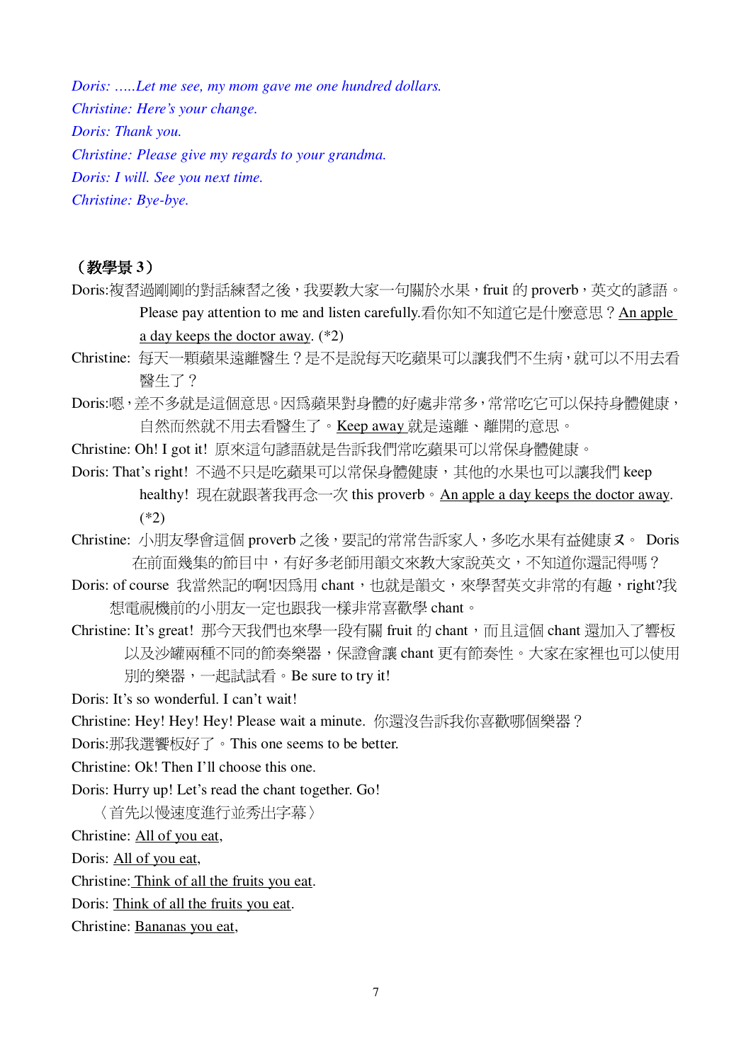*Doris: .....Let me see, my mom gave me one hundred dollars.*
*Christine: Here's your change.*
*Doris: Thank you.*
*Christine: Please give my regards to your grandma.*
*Doris: I will. See you next time.*
*Christine: Bye-bye.*

**（教學景 3）**

Doris:複習過剛剛的對話練習之後，我要教大家一句關於水果，fruit 的 proverb，英文的諺語。Please pay attention to me and listen carefully.看你知不知道它是什麼意思？<u>An apple a day keeps the doctor away</u>. (*2)

Christine: 每天一顆蘋果遠離醫生？是不是說每天吃蘋果可以讓我們不生病，就可以不用去看醫生了？

Doris:嗯，差不多就是這個意思。因爲蘋果對身體的好處非常多，常常吃它可以保持身體健康，自然而然就不用去看醫生了。<u>Keep away</u> 就是遠離、離開的意思。

Christine: Oh! I got it! 原來這句諺語就是告訴我們常吃蘋果可以常保身體健康。

Doris: That's right! 不過不只是吃蘋果可以常保身體健康，其他的水果也可以讓我們 keep healthy! 現在就跟著我再念一次 this proverb。<u>An apple a day keeps the doctor away</u>. (*2)

Christine: 小朋友學會這個 proverb 之後，要記的常常告訴家人，多吃水果有益健康ㄡ。 Doris 在前面幾集的節目中，有好多老師用韻文來教大家說英文，不知道你還記得嗎？

Doris: of course 我當然記的啊!因爲用 chant，也就是韻文，來學習英文非常的有趣，right?我想電視機前的小朋友一定也跟我一樣非常喜歡學 chant。

Christine: It's great! 那今天我們也來學一段有關 fruit 的 chant，而且這個 chant 還加入了響板以及沙罐兩種不同的節奏樂器，保證會讓 chant 更有節奏性。大家在家裡也可以使用別的樂器，一起試試看。Be sure to try it!

Doris: It's so wonderful. I can't wait!

Christine: Hey! Hey! Hey! Please wait a minute. 你還沒告訴我你喜歡哪個樂器？

Doris:那我選響板好了。This one seems to be better.

Christine: Ok! Then I'll choose this one.

Doris: Hurry up! Let's read the chant together. Go!

〈首先以慢速度進行並秀出字幕〉

Christine: <u>All of you eat</u>,

Doris: <u>All of you eat</u>,

Christine: <u>Think of all the fruits you eat</u>.

Doris: <u>Think of all the fruits you eat</u>.

Christine: <u>Bananas you eat</u>,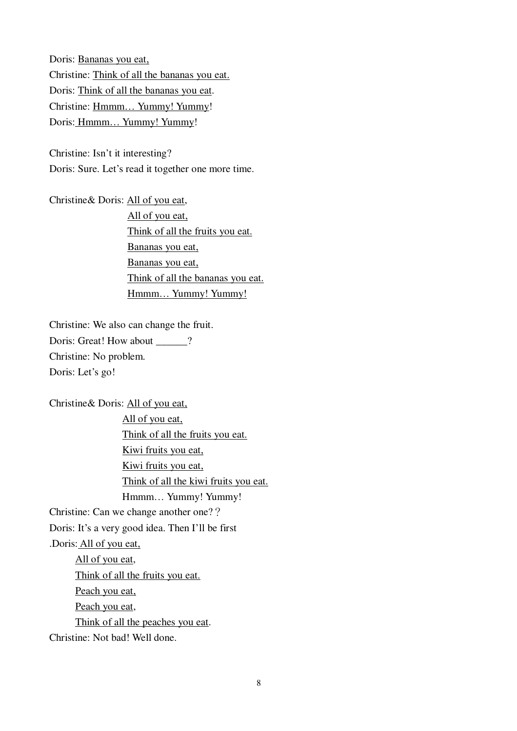Doris: <u>Bananas you eat,</u>
Christine: <u>Think of all the bananas you eat.</u>
Doris: <u>Think of all the bananas you eat</u>.
Christine: <u>Hmmm… Yummy! Yummy</u>!
Doris: <u>Hmmm… Yummy! Yummy</u>!

Christine: Isn't it interesting?
Doris: Sure. Let's read it together one more time.

Christine& Doris: <u>All of you eat</u>,
<u>All of you eat,</u>
<u>Think of all the fruits you eat.</u>
<u>Bananas you eat,</u>
<u>Bananas you eat,</u>
<u>Think of all the bananas you eat.</u>
<u>Hmmm… Yummy! Yummy!</u>

Christine: We also can change the fruit.
Doris: Great! How about ______?
Christine: No problem.
Doris: Let's go!

Christine& Doris: <u>All of you eat,</u>
<u>All of you eat,</u>
<u>Think of all the fruits you eat.</u>
<u>Kiwi fruits you eat,</u>
<u>Kiwi fruits you eat,</u>
<u>Think of all the kiwi fruits you eat.</u>
Hmmm… Yummy! Yummy!
Christine: Can we change another one?？
Doris: It's a very good idea. Then I'll be first
.Doris: <u>All of you eat,</u>
<u>All of you eat</u>,
<u>Think of all the fruits you eat.</u>
<u>Peach you eat,</u>
<u>Peach you eat,</u>
<u>Think of all the peaches you eat</u>.
Christine: Not bad! Well done.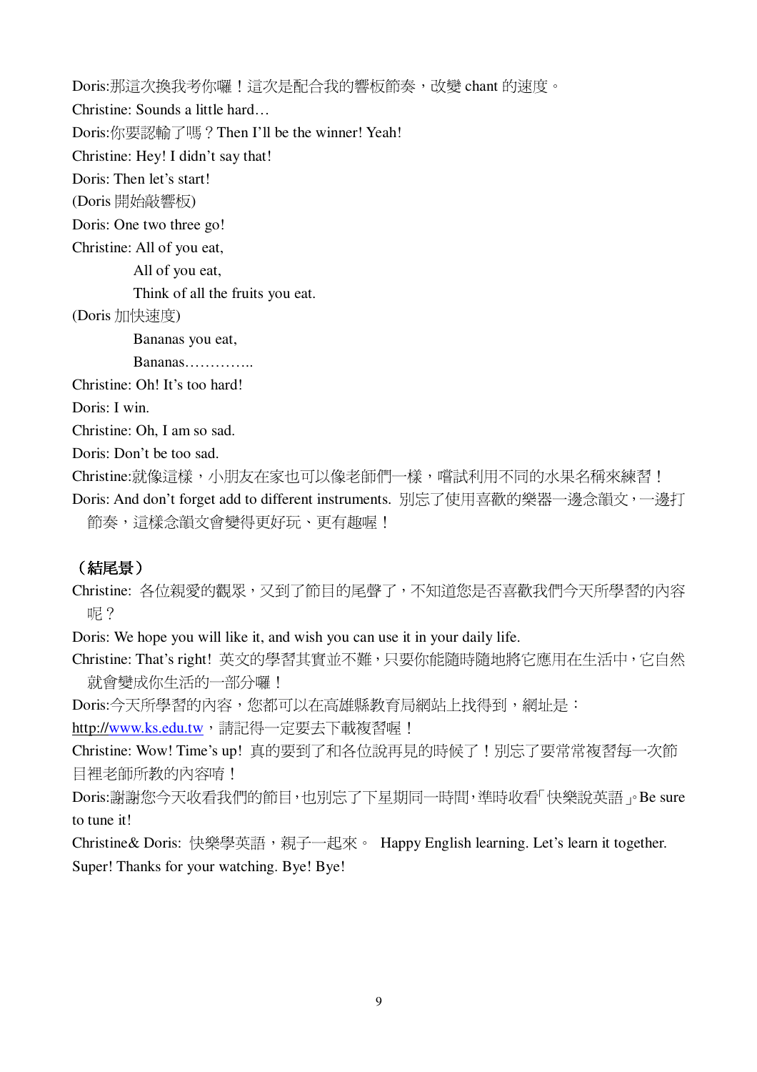Doris:那這次換我考你囉！這次是配合我的響板節奏，改變 chant 的速度。

Christine: Sounds a little hard…

Doris:你要認輸了嗎？Then I'll be the winner! Yeah!

Christine: Hey! I didn't say that!

Doris: Then let's start!

(Doris 開始敲響板)

Doris: One two three go!

Christine: All of you eat,

All of you eat,

Think of all the fruits you eat.

(Doris 加快速度)

Bananas you eat,

Bananas…………..

Christine: Oh! It's too hard!

Doris: I win.

Christine: Oh, I am so sad.

Doris: Don't be too sad.

Christine:就像這樣，小朋友在家也可以像老師們一樣，嚐試利用不同的水果名稱來練習！

Doris: And don't forget add to different instruments. 別忘了使用喜歡的樂器一邊念韻文，一邊打節奏，這樣念韻文會變得更好玩、更有趣喔！

**（結尾景）**

Christine: 各位親愛的觀眾，又到了節目的尾聲了，不知道您是否喜歡我們今天所學習的內容呢？

Doris: We hope you will like it, and wish you can use it in your daily life.

Christine: That's right! 英文的學習其實並不難，只要你能隨時隨地將它應用在生活中，它自然就會變成你生活的一部分囉！

Doris:今天所學習的內容，您都可以在高雄縣教育局網站上找得到，網址是：
http://www.ks.edu.tw，請記得一定要去下載複習喔！

Christine: Wow! Time's up! 真的要到了和各位說再見的時候了！別忘了要常常複習每一次節目裡老師所教的內容唷！

Doris:謝謝您今天收看我們的節目，也別忘了下星期同一時間，準時收看「快樂說英語」。Be sure to tune it!

Christine& Doris: 快樂學英語，親子一起來。 Happy English learning. Let's learn it together. Super! Thanks for your watching. Bye! Bye!